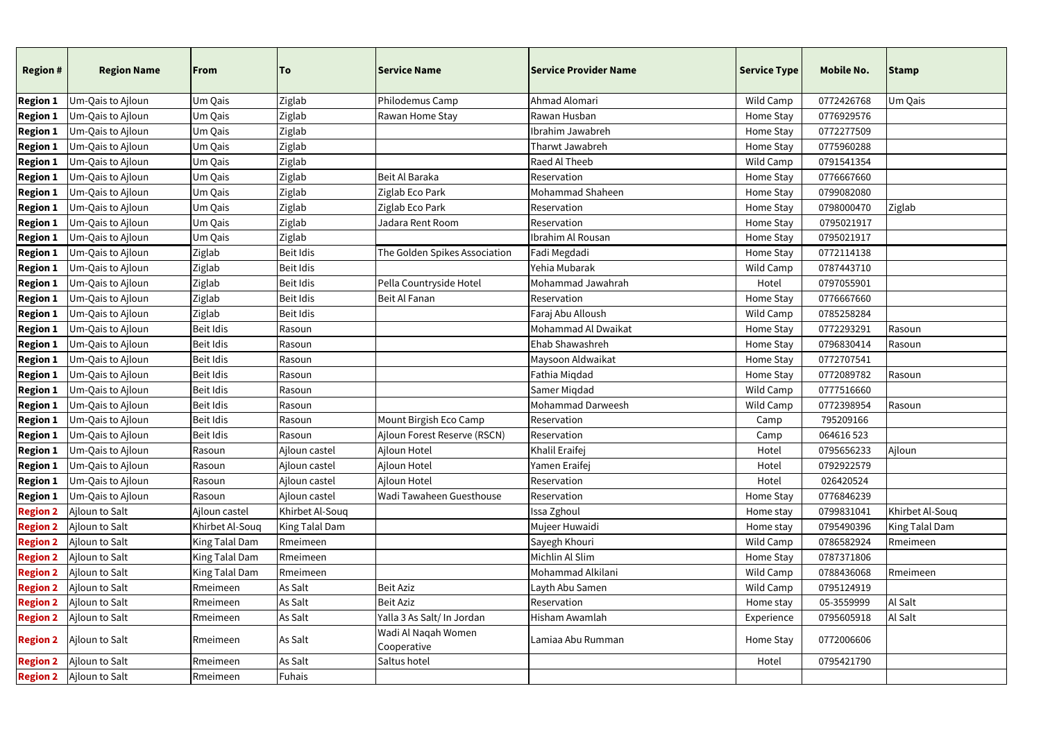| Region # | Region Name | From | To | Service Name | Service Provider Name | Service Type | Mobile No. | Stamp |
|---|---|---|---|---|---|---|---|---|
| Region 1 | Um-Qais to Ajloun | Um Qais | Ziglab | Philodemus Camp | Ahmad Alomari | Wild Camp | 0772426768 | Um Qais |
| Region 1 | Um-Qais to Ajloun | Um Qais | Ziglab | Rawan Home Stay | Rawan Husban | Home Stay | 0776929576 | |
| Region 1 | Um-Qais to Ajloun | Um Qais | Ziglab | | Ibrahim Jawabreh | Home Stay | 0772277509 | |
| Region 1 | Um-Qais to Ajloun | Um Qais | Ziglab | | Tharwt Jawabreh | Home Stay | 0775960288 | |
| Region 1 | Um-Qais to Ajloun | Um Qais | Ziglab | | Raed Al Theeb | Wild Camp | 0791541354 | |
| Region 1 | Um-Qais to Ajloun | Um Qais | Ziglab | Beit Al Baraka | Reservation | Home Stay | 0776667660 | |
| Region 1 | Um-Qais to Ajloun | Um Qais | Ziglab | Ziglab Eco Park | Mohammad Shaheen | Home Stay | 0799082080 | |
| Region 1 | Um-Qais to Ajloun | Um Qais | Ziglab | Ziglab Eco Park | Reservation | Home Stay | 0798000470 | Ziglab |
| Region 1 | Um-Qais to Ajloun | Um Qais | Ziglab | Jadara Rent Room | Reservation | Home Stay | 0795021917 | |
| Region 1 | Um-Qais to Ajloun | Um Qais | Ziglab | | Ibrahim Al Rousan | Home Stay | 0795021917 | |
| Region 1 | Um-Qais to Ajloun | Ziglab | Beit Idis | The Golden Spikes Association | Fadi Megdadi | Home Stay | 0772114138 | |
| Region 1 | Um-Qais to Ajloun | Ziglab | Beit Idis | | Yehia Mubarak | Wild Camp | 0787443710 | |
| Region 1 | Um-Qais to Ajloun | Ziglab | Beit Idis | Pella Countryside Hotel | Mohammad Jawahrah | Hotel | 0797055901 | |
| Region 1 | Um-Qais to Ajloun | Ziglab | Beit Idis | Beit Al Fanan | Reservation | Home Stay | 0776667660 | |
| Region 1 | Um-Qais to Ajloun | Ziglab | Beit Idis | | Faraj Abu Alloush | Wild Camp | 0785258284 | |
| Region 1 | Um-Qais to Ajloun | Beit Idis | Rasoun | | Mohammad Al Dwaikat | Home Stay | 0772293291 | Rasoun |
| Region 1 | Um-Qais to Ajloun | Beit Idis | Rasoun | | Ehab Shawashreh | Home Stay | 0796830414 | Rasoun |
| Region 1 | Um-Qais to Ajloun | Beit Idis | Rasoun | | Maysoon Aldwaikat | Home Stay | 0772707541 | |
| Region 1 | Um-Qais to Ajloun | Beit Idis | Rasoun | | Fathia Miqdad | Home Stay | 0772089782 | Rasoun |
| Region 1 | Um-Qais to Ajloun | Beit Idis | Rasoun | | Samer Miqdad | Wild Camp | 0777516660 | |
| Region 1 | Um-Qais to Ajloun | Beit Idis | Rasoun | | Mohammad Darweesh | Wild Camp | 0772398954 | Rasoun |
| Region 1 | Um-Qais to Ajloun | Beit Idis | Rasoun | Mount Birgish Eco Camp | Reservation | Camp | 795209166 | |
| Region 1 | Um-Qais to Ajloun | Beit Idis | Rasoun | Ajloun Forest Reserve (RSCN) | Reservation | Camp | 064616 523 | |
| Region 1 | Um-Qais to Ajloun | Rasoun | Ajloun castel | Ajloun Hotel | Khalil Eraifej | Hotel | 0795656233 | Ajloun |
| Region 1 | Um-Qais to Ajloun | Rasoun | Ajloun castel | Ajloun Hotel | Yamen Eraifej | Hotel | 0792922579 | |
| Region 1 | Um-Qais to Ajloun | Rasoun | Ajloun castel | Ajloun Hotel | Reservation | Hotel | 026420524 | |
| Region 1 | Um-Qais to Ajloun | Rasoun | Ajloun castel | Wadi Tawaheen Guesthouse | Reservation | Home Stay | 0776846239 | |
| Region 2 | Ajloun to Salt | Ajloun castel | Khirbet Al-Souq | | Issa Zghoul | Home stay | 0799831041 | Khirbet Al-Souq |
| Region 2 | Ajloun to Salt | Khirbet Al-Souq | King Talal Dam | | Mujeer Huwaidi | Home stay | 0795490396 | King Talal Dam |
| Region 2 | Ajloun to Salt | King Talal Dam | Rmeimeen | | Sayegh Khouri | Wild Camp | 0786582924 | Rmeimeen |
| Region 2 | Ajloun to Salt | King Talal Dam | Rmeimeen | | Michlin Al Slim | Home Stay | 0787371806 | |
| Region 2 | Ajloun to Salt | King Talal Dam | Rmeimeen | | Mohammad Alkilani | Wild Camp | 0788436068 | Rmeimeen |
| Region 2 | Ajloun to Salt | Rmeimeen | As Salt | Beit Aziz | Layth Abu Samen | Wild Camp | 0795124919 | |
| Region 2 | Ajloun to Salt | Rmeimeen | As Salt | Beit Aziz | Reservation | Home stay | 05-3559999 | Al Salt |
| Region 2 | Ajloun to Salt | Rmeimeen | As Salt | Yalla 3 As Salt/ In Jordan | Hisham Awamlah | Experience | 0795605918 | Al Salt |
| Region 2 | Ajloun to Salt | Rmeimeen | As Salt | Wadi Al Naqah Women Cooperative | Lamiaa Abu Rumman | Home Stay | 0772006606 | |
| Region 2 | Ajloun to Salt | Rmeimeen | As Salt | Saltus hotel | | Hotel | 0795421790 | |
| Region 2 | Ajloun to Salt | Rmeimeen | Fuhais | | | | | |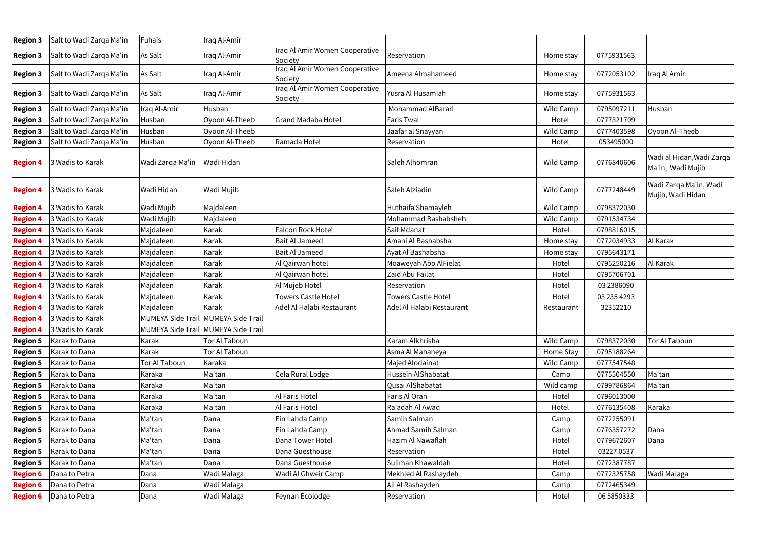| | | | | | | | | |
|---|---|---|---|---|---|---|---|---|
| **Region 3** | Salt to Wadi Zarqa Ma'in | Fuhais | Iraq Al-Amir | | | | | |
| **Region 3** | Salt to Wadi Zarqa Ma'in | As Salt | Iraq Al-Amir | Iraq Al Amir Women Cooperative Society | Reservation | Home stay | 0775931563 | |
| **Region 3** | Salt to Wadi Zarqa Ma'in | As Salt | Iraq Al-Amir | Iraq Al Amir Women Cooperative Society | Ameena Almahameed | Home stay | 0772053102 | Iraq Al Amir |
| **Region 3** | Salt to Wadi Zarqa Ma'in | As Salt | Iraq Al-Amir | Iraq Al Amir Women Cooperative Society | Yusra Al Husamiah | Home stay | 0775931563 | |
| **Region 3** | Salt to Wadi Zarqa Ma'in | Iraq Al-Amir | Husban | | Mohammad AlBarari | Wild Camp | 0795097211 | Husban |
| **Region 3** | Salt to Wadi Zarqa Ma'in | Husban | Oyoon Al-Theeb | Grand Madaba Hotel | Faris Twal | Hotel | 0777321709 | |
| **Region 3** | Salt to Wadi Zarqa Ma'in | Husban | Oyoon Al-Theeb | | Jaafar al Snayyan | Wild Camp | 0777403598 | Oyoon Al-Theeb |
| **Region 3** | Salt to Wadi Zarqa Ma'in | Husban | Oyoon Al-Theeb | Ramada Hotel | Reservation | Hotel | 053495000 | |
| **Region 4** | 3 Wadis to Karak | Wadi Zarqa Ma'in | Wadi Hidan | | Saleh Alhomran | Wild Camp | 0776840606 | Wadi al Hidan,Wadi Zarqa Ma'in, Wadi Mujib |
| **Region 4** | 3 Wadis to Karak | Wadi Hidan | Wadi Mujib | | Saleh Alziadin | Wild Camp | 0777248449 | Wadi Zarqa Ma'in, Wadi Mujib, Wadi Hidan |
| **Region 4** | 3 Wadis to Karak | Wadi Mujib | Majdaleen | | Huthaifa Shamayleh | Wild Camp | 0798372030 | |
| **Region 4** | 3 Wadis to Karak | Wadi Mujib | Majdaleen | | Mohammad Bashabsheh | Wild Camp | 0791534734 | |
| **Region 4** | 3 Wadis to Karak | Majdaleen | Karak | Falcon Rock Hotel | Saif Mdanat | Hotel | 0798816015 | |
| **Region 4** | 3 Wadis to Karak | Majdaleen | Karak | Bait Al Jameed | Amani Al Bashabsha | Home stay | 0772034933 | Al Karak |
| **Region 4** | 3 Wadis to Karak | Majdaleen | Karak | Bait Al Jameed | Ayat Al Bashabsha | Home stay | 0795643171 | |
| **Region 4** | 3 Wadis to Karak | Majdaleen | Karak | Al Qairwan hotel | Moaweyah Abo AlFielat | Hotel | 0795250216 | Al Karak |
| **Region 4** | 3 Wadis to Karak | Majdaleen | Karak | Al Qairwan hotel | Zaid Abu Failat | Hotel | 0795706701 | |
| **Region 4** | 3 Wadis to Karak | Majdaleen | Karak | Al Mujeb Hotel | Reservation | Hotel | 03 2386090 | |
| **Region 4** | 3 Wadis to Karak | Majdaleen | Karak | Towers Castle Hotel | Towers Castle Hotel | Hotel | 03 235 4293 | |
| **Region 4** | 3 Wadis to Karak | Majdaleen | Karak | Adel Al Halabi Restaurant | Adel Al Halabi Restaurant | Restaurant | 32352210 | |
| **Region 4** | 3 Wadis to Karak | MUMEYA Side Trail | MUMEYA Side Trail | | | | | |
| **Region 4** | 3 Wadis to Karak | MUMEYA Side Trail | MUMEYA Side Trail | | | | | |
| **Region 5** | Karak to Dana | Karak | Tor Al Taboun | | Karam Alkhrisha | Wild Camp | 0798372030 | Tor Al Taboun |
| **Region 5** | Karak to Dana | Karak | Tor Al Taboun | | Asma Al Mahaneya | Home Stay | 0795188264 | |
| **Region 5** | Karak to Dana | Tor Al Taboun | Karaka | | Majed Alodainat | Wild Camp | 0777547548 | |
| **Region 5** | Karak to Dana | Karaka | Ma'tan | Cela Rural Lodge | Hussein AlShabatat | Camp | 0775504550 | Ma'tan |
| **Region 5** | Karak to Dana | Karaka | Ma'tan | | Qusai AlShabatat | Wild camp | 0799786864 | Ma'tan |
| **Region 5** | Karak to Dana | Karaka | Ma'tan | Al Faris Hotel | Faris Al Oran | Hotel | 0796013000 | |
| **Region 5** | Karak to Dana | Karaka | Ma'tan | Al Faris Hotel | Ra'adah Al Awad | Hotel | 0776135408 | Karaka |
| **Region 5** | Karak to Dana | Ma'tan | Dana | Ein Lahda Camp | Samih Salman | Camp | 0772255091 | |
| **Region 5** | Karak to Dana | Ma'tan | Dana | Ein Lahda Camp | Ahmad Samih Salman | Camp | 0776357272 | Dana |
| **Region 5** | Karak to Dana | Ma'tan | Dana | Dana Tower Hotel | Hazim Al Nawaflah | Hotel | 0779672607 | Dana |
| **Region 5** | Karak to Dana | Ma'tan | Dana | Dana Guesthouse | Reservation | Hotel | 03227 0537 | |
| **Region 5** | Karak to Dana | Ma'tan | Dana | Dana Guesthouse | Suliman Khawaldah | Hotel | 0772387787 | |
| **Region 6** | Dana to Petra | Dana | Wadi Malaga | Wadi Al Ghweir Camp | Mekhled Al Rashaydeh | Camp | 0772325758 | Wadi Malaga |
| **Region 6** | Dana to Petra | Dana | Wadi Malaga | | Ali Al Rashaydeh | Camp | 0772465349 | |
| **Region 6** | Dana to Petra | Dana | Wadi Malaga | Feynan Ecolodge | Reservation | Hotel | 06 5850333 | |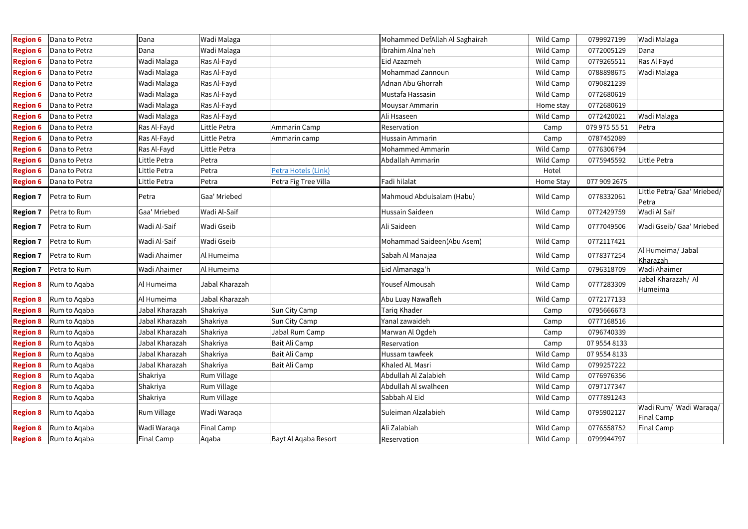| | | | | | | | | |
|---|---|---|---|---|---|---|---|---|
| **Region 6** | Dana to Petra | Dana | Wadi Malaga | | Mohammed DefAllah Al Saghairah | Wild Camp | 0799927199 | Wadi Malaga |
| **Region 6** | Dana to Petra | Dana | Wadi Malaga | | Ibrahim Alna'neh | Wild Camp | 0772005129 | Dana |
| **Region 6** | Dana to Petra | Wadi Malaga | Ras Al-Fayd | | Eid Azazmeh | Wild Camp | 0779265511 | Ras Al Fayd |
| **Region 6** | Dana to Petra | Wadi Malaga | Ras Al-Fayd | | Mohammad Zannoun | Wild Camp | 0788898675 | Wadi Malaga |
| **Region 6** | Dana to Petra | Wadi Malaga | Ras Al-Fayd | | Adnan Abu Ghorrah | Wild Camp | 0790821239 | |
| **Region 6** | Dana to Petra | Wadi Malaga | Ras Al-Fayd | | Mustafa Hassasin | Wild Camp | 0772680619 | |
| **Region 6** | Dana to Petra | Wadi Malaga | Ras Al-Fayd | | Mouysar Ammarin | Home stay | 0772680619 | |
| **Region 6** | Dana to Petra | Wadi Malaga | Ras Al-Fayd | | Ali Hsaseen | Wild Camp | 0772420021 | Wadi Malaga |
| **Region 6** | Dana to Petra | Ras Al-Fayd | Little Petra | Ammarin Camp | Reservation | Camp | 079 975 55 51 | Petra |
| **Region 6** | Dana to Petra | Ras Al-Fayd | Little Petra | Ammarin camp | Hussain Ammarin | Camp | 0787452089 | |
| **Region 6** | Dana to Petra | Ras Al-Fayd | Little Petra | | Mohammed Ammarin | Wild Camp | 0776306794 | |
| **Region 6** | Dana to Petra | Little Petra | Petra | | Abdallah Ammarin | Wild Camp | 0775945592 | Little Petra |
| **Region 6** | Dana to Petra | Little Petra | Petra | Petra Hotels (Link) | | Hotel | | |
| **Region 6** | Dana to Petra | Little Petra | Petra | Petra Fig Tree Villa | Fadi hilalat | Home Stay | 077 909 2675 | |
| **Region 7** | Petra to Rum | Petra | Gaa' Mriebed | | Mahmoud Abdulsalam (Habu) | Wild Camp | 0778332061 | Little Petra/ Gaa' Mriebed/ Petra |
| **Region 7** | Petra to Rum | Gaa' Mriebed | Wadi Al-Saif | | Hussain Saideen | Wild Camp | 0772429759 | Wadi Al Saif |
| **Region 7** | Petra to Rum | Wadi Al-Saif | Wadi Gseib | | Ali Saideen | Wild Camp | 0777049506 | Wadi Gseib/ Gaa' Mriebed |
| **Region 7** | Petra to Rum | Wadi Al-Saif | Wadi Gseib | | Mohammad Saideen(Abu Asem) | Wild Camp | 0772117421 | |
| **Region 7** | Petra to Rum | Wadi Ahaimer | Al Humeima | | Sabah Al Manajaa | Wild Camp | 0778377254 | Al Humeima/ Jabal Kharazah |
| **Region 7** | Petra to Rum | Wadi Ahaimer | Al Humeima | | Eid Almanaga'h | Wild Camp | 0796318709 | Wadi Ahaimer |
| **Region 8** | Rum to Aqaba | Al Humeima | Jabal Kharazah | | Yousef Almousah | Wild Camp | 0777283309 | Jabal Kharazah/ Al Humeima |
| **Region 8** | Rum to Aqaba | Al Humeima | Jabal Kharazah | | Abu Luay Nawafleh | Wild Camp | 0772177133 | |
| **Region 8** | Rum to Aqaba | Jabal Kharazah | Shakriya | Sun City Camp | Tariq Khader | Camp | 0795666673 | |
| **Region 8** | Rum to Aqaba | Jabal Kharazah | Shakriya | Sun City Camp | Yanal zawaideh | Camp | 0777168516 | |
| **Region 8** | Rum to Aqaba | Jabal Kharazah | Shakriya | Jabal Rum Camp | Marwan Al Ogdeh | Camp | 0796740339 | |
| **Region 8** | Rum to Aqaba | Jabal Kharazah | Shakriya | Bait Ali Camp | Reservation | Camp | 07 9554 8133 | |
| **Region 8** | Rum to Aqaba | Jabal Kharazah | Shakriya | Bait Ali Camp | Hussam tawfeek | Wild Camp | 07 9554 8133 | |
| **Region 8** | Rum to Aqaba | Jabal Kharazah | Shakriya | Bait Ali Camp | Khaled AL Masri | Wild Camp | 0799257222 | |
| **Region 8** | Rum to Aqaba | Shakriya | Rum Village | | Abdullah Al Zalabieh | Wild Camp | 0776976356 | |
| **Region 8** | Rum to Aqaba | Shakriya | Rum Village | | Abdullah Al swalheen | Wild Camp | 0797177347 | |
| **Region 8** | Rum to Aqaba | Shakriya | Rum Village | | Sabbah Al Eid | Wild Camp | 0777891243 | |
| **Region 8** | Rum to Aqaba | Rum Village | Wadi Waraqa | | Suleiman Alzalabieh | Wild Camp | 0795902127 | Wadi Rum/ Wadi Waraqa/ Final Camp |
| **Region 8** | Rum to Aqaba | Wadi Waraqa | Final Camp | | Ali Zalabiah | Wild Camp | 0776558752 | Final Camp |
| **Region 8** | Rum to Aqaba | Final Camp | Aqaba | Bayt Al Aqaba Resort | Reservation | Wild Camp | 0799944797 | |